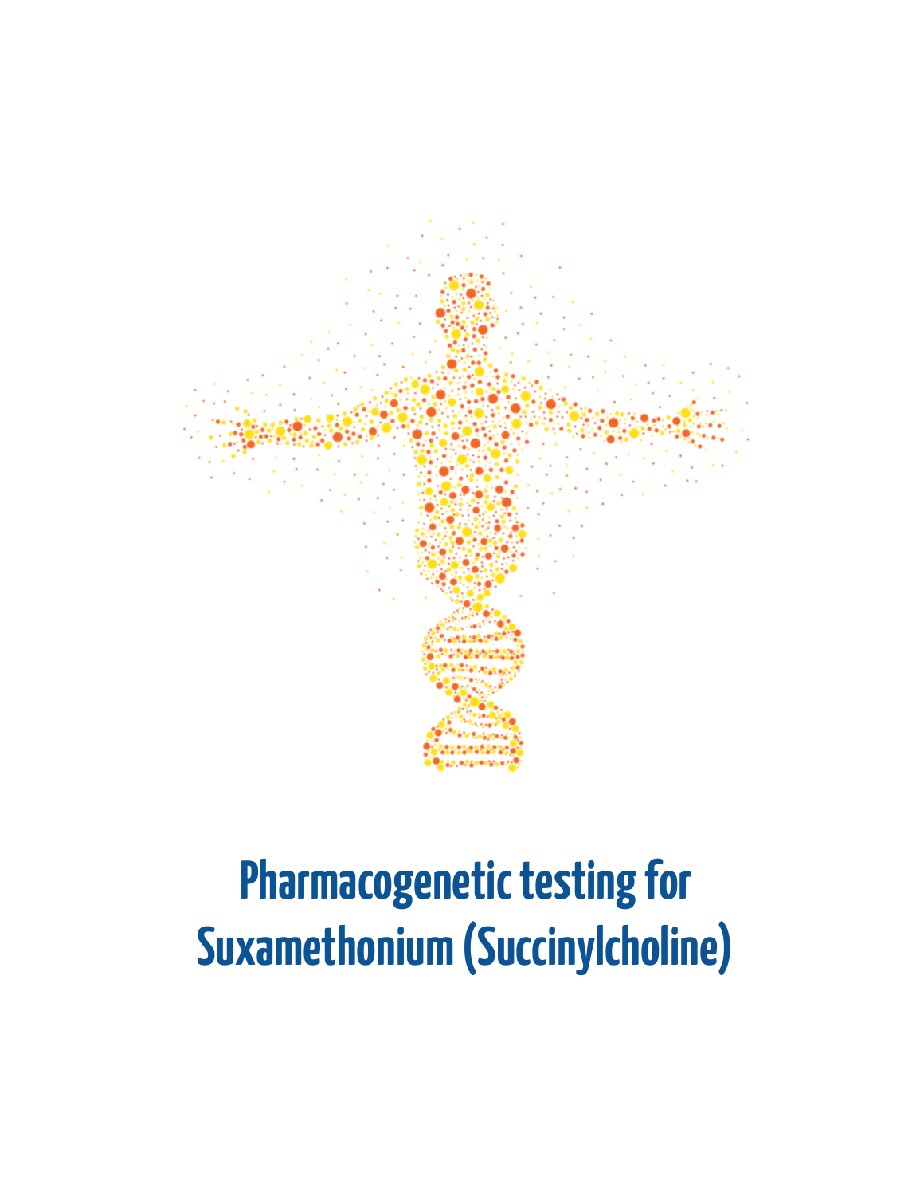# Pharmacogenetic testing for Suxamethonium (Succinylcholine)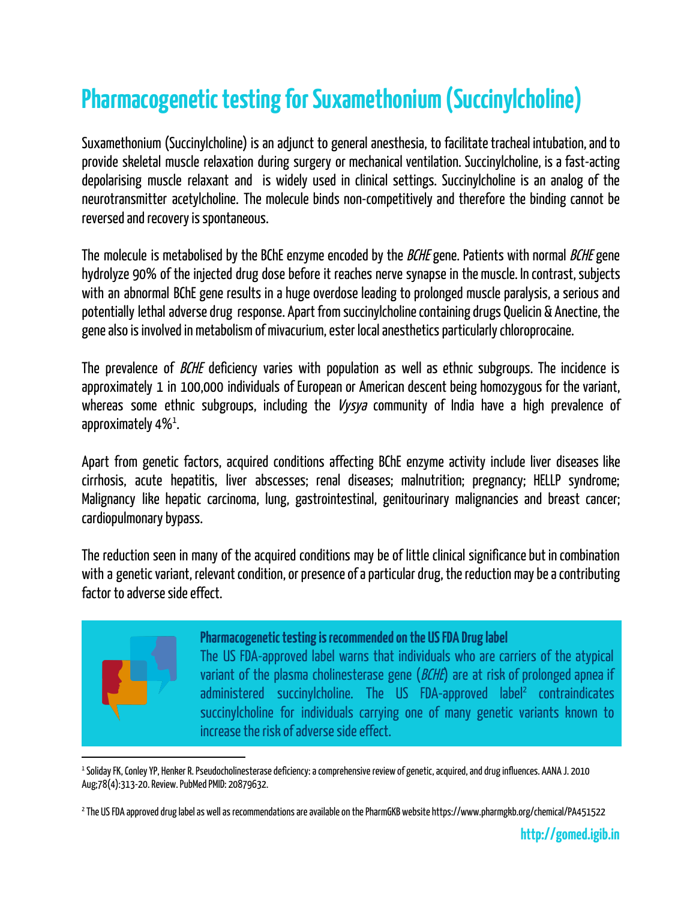# Pharmacogenetic testing for Suxamethonium (Succinylcholine)

Suxamethonium (Succinylcholine) is an adjunct to general anesthesia, to facilitate tracheal intubation, and to provide skeletal muscle relaxation during surgery or mechanical ventilation. Succinylcholine, is a fast-acting depolarising muscle relaxant and is widely used in clinical settings. Succinylcholine is an analog of the neurotransmitter acetylcholine. The molecule binds non-competitively and therefore the binding cannot be reversed and recovery is spontaneous.

The molecule is metabolised by the BChE enzyme encoded by the *BCHE* gene. Patients with normal *BCHE* gene hydrolyze 90% of the injected drug dose before it reaches nerve synapse in the muscle. In contrast, subjects with an abnormal BChE gene results in a huge overdose leading to prolonged muscle paralysis, a serious and potentially lethal adverse drug response. Apart from succinylcholine containing drugs Quelicin & Anectine, the gene also is involved in metabolism of mivacurium, ester local anesthetics particularly chloroprocaine.

The prevalence of *BCHE* deficiency varies with population as well as ethnic subgroups. The incidence is approximately 1 in 100,000 individuals of European or American descent being homozygous for the variant, whereas some ethnic subgroups, including the *Vysya* community of India have a high prevalence of approximately 4%[1].

Apart from genetic factors, acquired conditions affecting BChE enzyme activity include liver diseases like cirrhosis, acute hepatitis, liver abscesses; renal diseases; malnutrition; pregnancy; HELLP syndrome; Malignancy like hepatic carcinoma, lung, gastrointestinal, genitourinary malignancies and breast cancer; cardiopulmonary bypass.

The reduction seen in many of the acquired conditions may be of little clinical significance but in combination with a genetic variant, relevant condition, or presence of a particular drug, the reduction may be a contributing factor to adverse side effect.

**Pharmacogenetic testing is recommended on the US FDA Drug label**

The US FDA-approved label warns that individuals who are carriers of the atypical variant of the plasma cholinesterase gene (*BCHE*) are at risk of prolonged apnea if administered succinylcholine. The US FDA-approved label[2] contraindicates succinylcholine for individuals carrying one of many genetic variants known to increase the risk of adverse side effect.

---

[1] Soliday FK, Conley YP, Henker R. Pseudocholinesterase deficiency: a comprehensive review of genetic, acquired, and drug influences. AANA J. 2010 Aug;78(4):313-20. Review. PubMed PMID: 20879632.

[2] The US FDA approved drug label as well as recommendations are available on the PharmGKB website https://www.pharmgkb.org/chemical/PA451522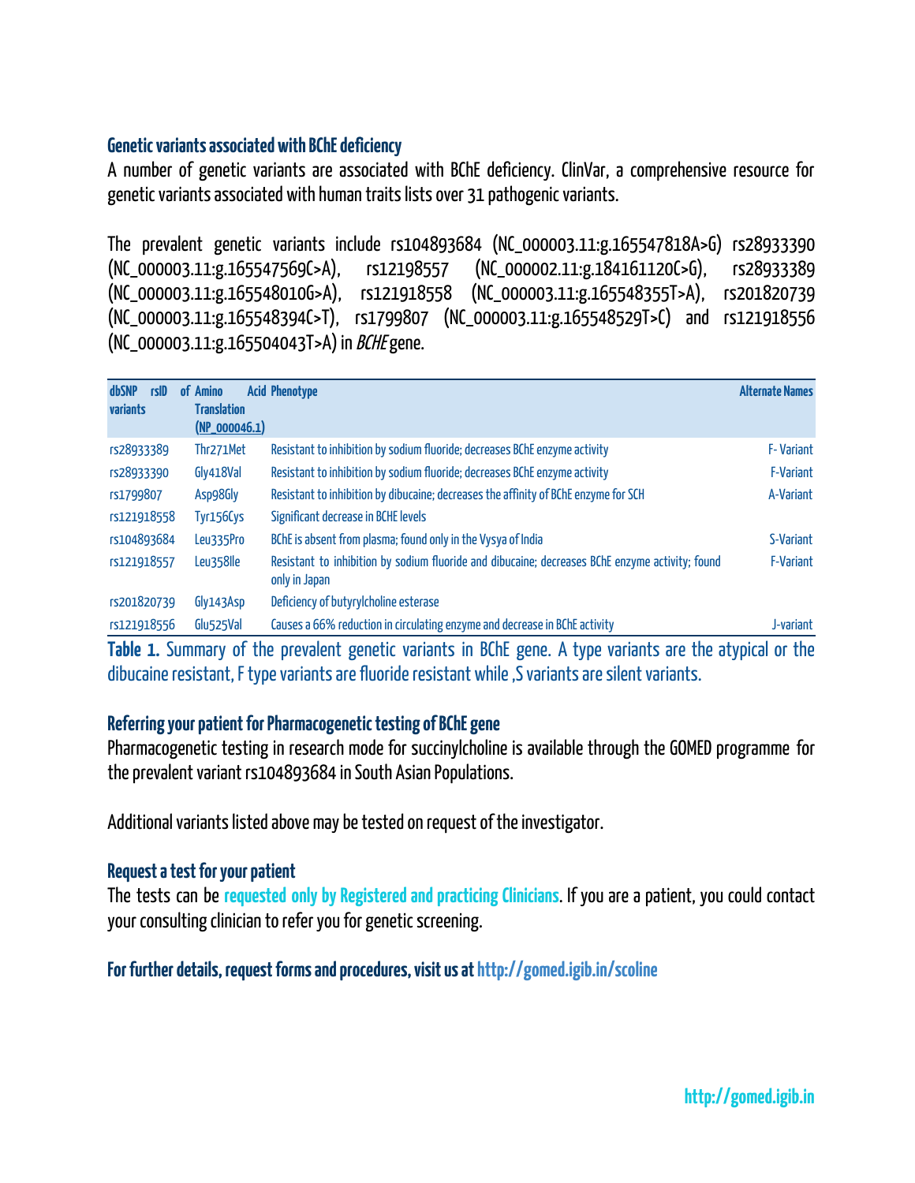## Genetic variants associated with BChE deficiency

A number of genetic variants are associated with BChE deficiency. ClinVar, a comprehensive resource for genetic variants associated with human traits lists over 31 pathogenic variants.

The prevalent genetic variants include rs104893684 (NC_000003.11:g.165547818A>G) rs28933390 (NC_000003.11:g.165547569C>A), rs12198557 (NC_000002.11:g.184161120C>G), rs28933389 (NC_000003.11:g.165548010G>A), rs121918558 (NC_000003.11:g.165548355T>A), rs201820739 (NC_000003.11:g.165548394C>T), rs1799807 (NC_000003.11:g.165548529T>C) and rs121918556 (NC_000003.11:g.165504043T>A) in *BCHE* gene.

| dbSNP rsID of variants | Amino Acid Translation (NP_000046.1) | Phenotype | Alternate Names |
|---|---|---|---|
| rs28933389 | Thr271Met | Resistant to inhibition by sodium fluoride; decreases BChE enzyme activity | F- Variant |
| rs28933390 | Gly418Val | Resistant to inhibition by sodium fluoride; decreases BChE enzyme activity | F-Variant |
| rs1799807 | Asp98Gly | Resistant to inhibition by dibucaine; decreases the affinity of BChE enzyme for SCH | A-Variant |
| rs121918558 | Tyr156Cys | Significant decrease in BCHE levels | |
| rs104893684 | Leu335Pro | BChE is absent from plasma; found only in the Vysya of India | S-Variant |
| rs121918557 | Leu358Ile | Resistant to inhibition by sodium fluoride and dibucaine; decreases BChE enzyme activity; found only in Japan | F-Variant |
| rs201820739 | Gly143Asp | Deficiency of butyrylcholine esterase | |
| rs121918556 | Glu525Val | Causes a 66% reduction in circulating enzyme and decrease in BChE activity | J-variant |

**Table 1.** Summary of the prevalent genetic variants in BChE gene. A type variants are the atypical or the dibucaine resistant, F type variants are fluoride resistant while ,S variants are silent variants.

## Referring your patient for Pharmacogenetic testing of BChE gene

Pharmacogenetic testing in research mode for succinylcholine is available through the GOMED programme for the prevalent variant rs104893684 in South Asian Populations.

Additional variants listed above may be tested on request of the investigator.

## Request a test for your patient

The tests can be **requested only by Registered and practicing Clinicians**. If you are a patient, you could contact your consulting clinician to refer you for genetic screening.

**For further details, request forms and procedures, visit us at http://gomed.igib.in/scoline**

http://gomed.igib.in